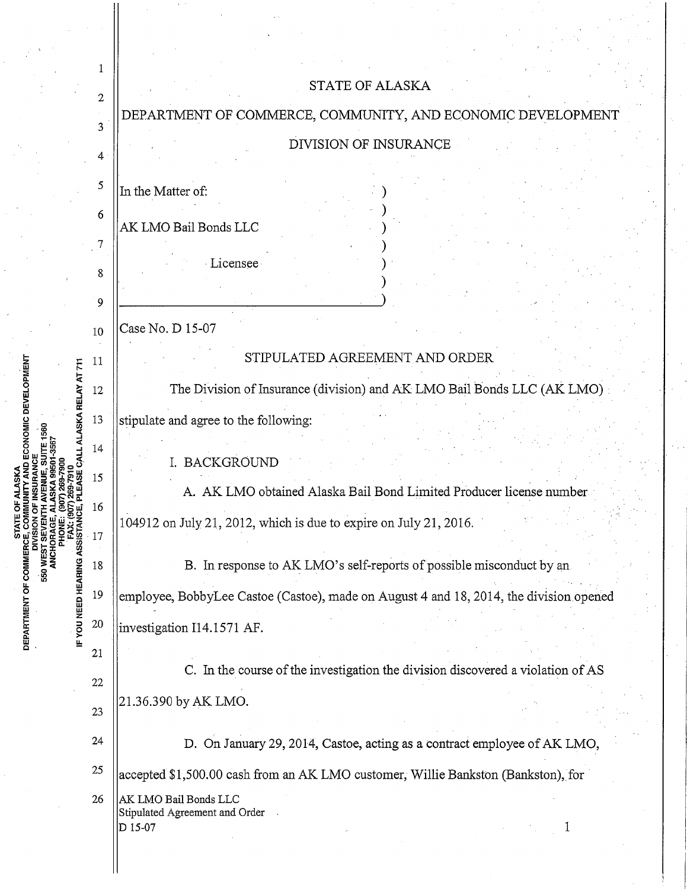STATE OF ALASKA

DEPARTMENT OF COMMERCE, COMMUNITY, AND ECONOMIC DEVELOPMENT

DIVISION OF INSURANCE

In the Matter of:

AK LMO Bail Bonds LLC

Licensee

Case No. D 15-07

## STIPULATED AGREEMENT AND ORDER

The Division of Insurance (division) and AK LMO Bail Bonds LLC (AK LMO) stipulate and agree to the following:

I. BACKGROUND

A. AK LMO obtained Alaska Bail Bond Limited Producer license number 104912 on July 21, 2012, which is due to expire on July 21, 2016.

B. In response to AK LMO's self-reports of possible misconduct by an employee, BobbyLee Castoe (Castoe), made on August 4 and 18, 2014, the division opened investigation I14.1571 AF.

C. In the course of the investigation the division discovered a violation of AS 21.36.390 by AK LMO.

D. On January 29, 2014, Castoe, acting as a contract employee of AK LMO, accepted $1,500.00 cash from an AK LMO customer, Willie Bankston (Bankston), for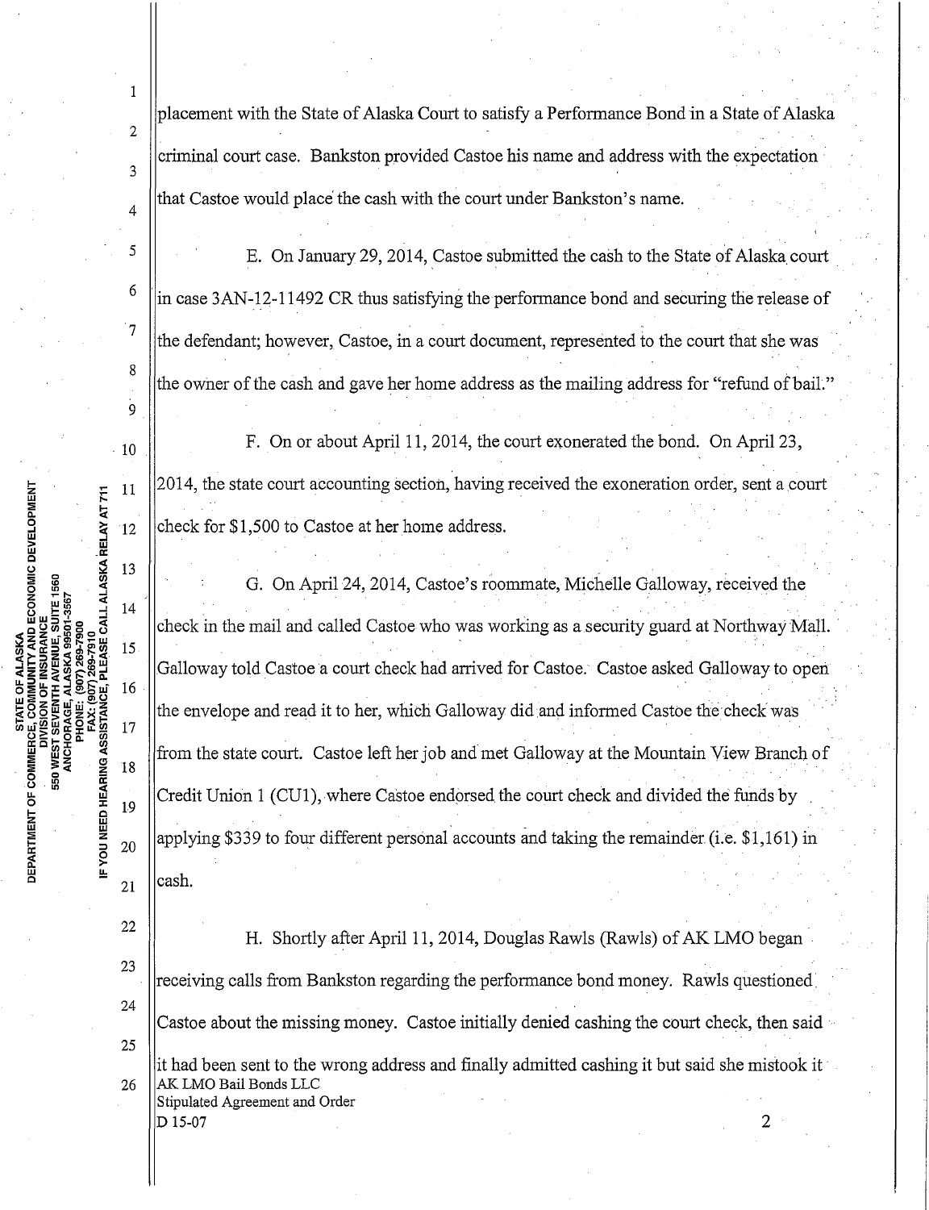placement with the State of Alaska Court to satisfy a Performance Bond in a State of Alaska criminal court case. Bankston provided Castoe his name and address with the expectation that Castoe would place the cash with the court under Bankston's name.

E. On January 29, 2014, Castoe submitted the cash to the State of Alaska court in case 3AN-12-11492 CR thus satisfying the performance bond and securing the release of the defendant; however, Castoe, in a court document, represented to the court that she was the owner of the cash and gave her home address as the mailing address for "refund of bail."

F. On or about April 11, 2014, the court exonerated the bond. On April 23, 2014, the state court accounting section, having received the exoneration order, sent a court check for $1,500 to Castoe at her home address.

G. On April 24, 2014, Castoe's roommate, Michelle Galloway, received the check in the mail and called Castoe who was working as a security guard at Northway Mall. Galloway told Castoe a court check had arrived for Castoe. Castoe asked Galloway to open the envelope and read it to her, which Galloway did and informed Castoe the check was from the state court. Castoe left her job and met Galloway at the Mountain View Branch of Credit Union 1 (CU1), where Castoe endorsed the court check and divided the funds by applying $339 to four different personal accounts and taking the remainder (i.e. $1,161) in cash.

H. Shortly after April 11, 2014, Douglas Rawls (Rawls) of AK LMO began receiving calls from Bankston regarding the performance bond money. Rawls questioned Castoe about the missing money. Castoe initially denied cashing the court check, then said it had been sent to the wrong address and finally admitted cashing it but said she mistook it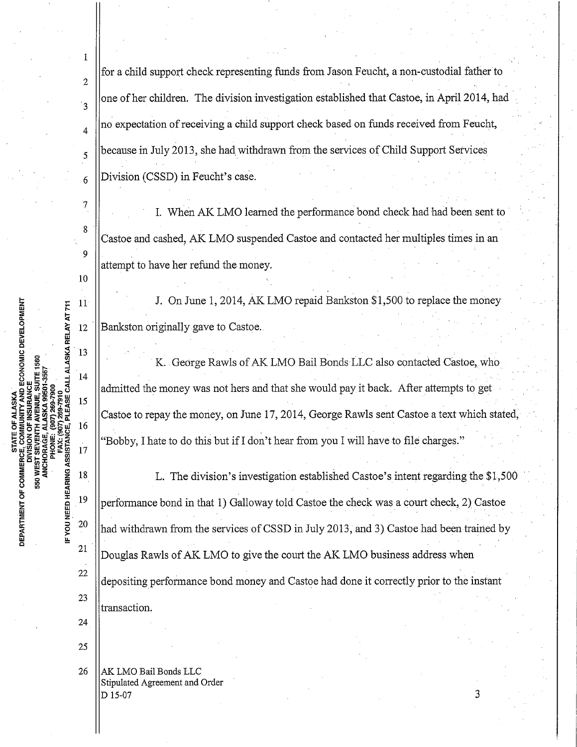for a child support check representing funds from Jason Feucht, a non-custodial father to one of her children. The division investigation established that Castoe, in April 2014, had no expectation of receiving a child support check based on funds received from Feucht, because in July 2013, she had withdrawn from the services of Child Support Services Division (CSSD) in Feucht's case.

I. When AK LMO learned the performance bond check had had been sent to Castoe and cashed, AK LMO suspended Castoe and contacted her multiples times in an attempt to have her refund the money.

J. On June 1, 2014, AK LMO repaid Bankston $1,500 to replace the money Bankston originally gave to Castoe.

K. George Rawls of AK LMO Bail Bonds LLC also contacted Castoe, who admitted the money was not hers and that she would pay it back. After attempts to get Castoe to repay the money, on June 17, 2014, George Rawls sent Castoe a text which stated, "Bobby, I hate to do this but if I don't hear from you I will have to file charges."

L. The division's investigation established Castoe's intent regarding the $1,500 performance bond in that 1) Galloway told Castoe the check was a court check, 2) Castoe had withdrawn from the services of CSSD in July 2013, and 3) Castoe had been trained by Douglas Rawls of AK LMO to give the court the AK LMO business address when depositing performance bond money and Castoe had done it correctly prior to the instant transaction.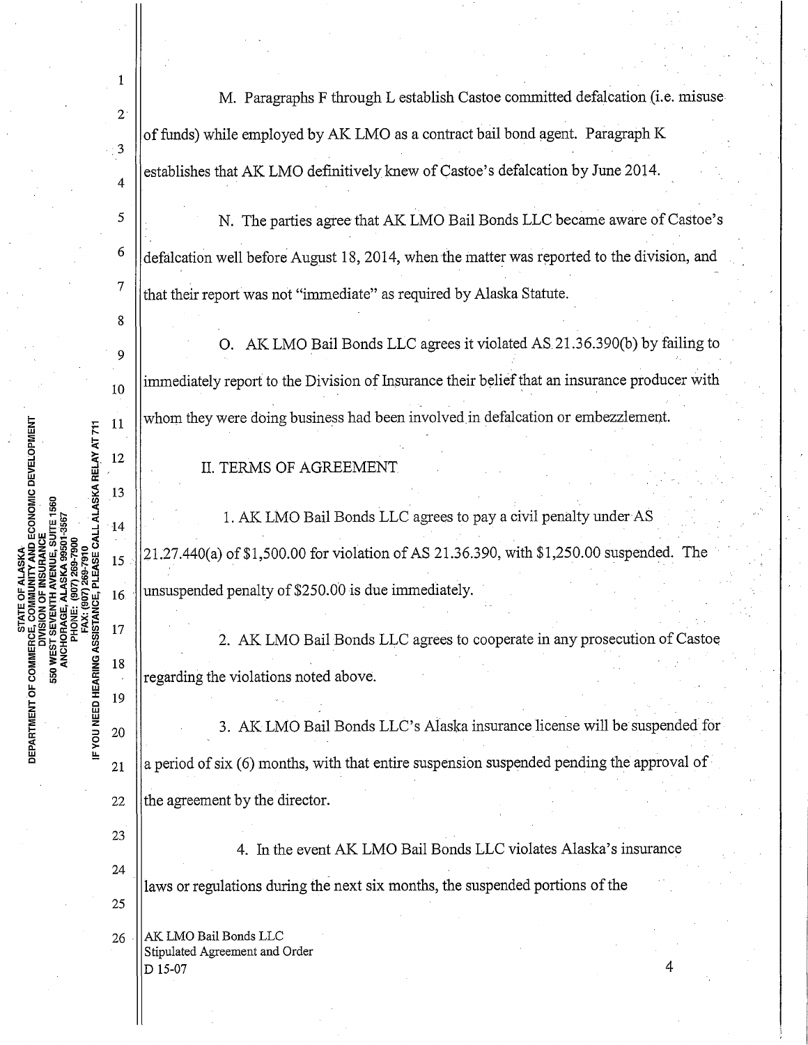M. Paragraphs F through L establish Castoe committed defalcation (i.e. misuse of funds) while employed by AK LMO as a contract bail bond agent. Paragraph K establishes that AK LMO definitively knew of Castoe's defalcation by June 2014.

N. The parties agree that AK LMO Bail Bonds LLC became aware of Castoe's defalcation well before August 18, 2014, when the matter was reported to the division, and that their report was not "immediate" as required by Alaska Statute.

O. AK LMO Bail Bonds LLC agrees it violated AS 21.36.390(b) by failing to immediately report to the Division of Insurance their belief that an insurance producer with whom they were doing business had been involved in defalcation or embezzlement.

## II. TERMS OF AGREEMENT

1. AK LMO Bail Bonds LLC agrees to pay a civil penalty under AS 21.27.440(a) of $1,500.00 for violation of AS 21.36.390, with $1,250.00 suspended. The unsuspended penalty of $250.00 is due immediately.

2. AK LMO Bail Bonds LLC agrees to cooperate in any prosecution of Castoe regarding the violations noted above.

3. AK LMO Bail Bonds LLC's Alaska insurance license will be suspended for a period of six (6) months, with that entire suspension suspended pending the approval of the agreement by the director.

4. In the event AK LMO Bail Bonds LLC violates Alaska's insurance laws or regulations during the next six months, the suspended portions of the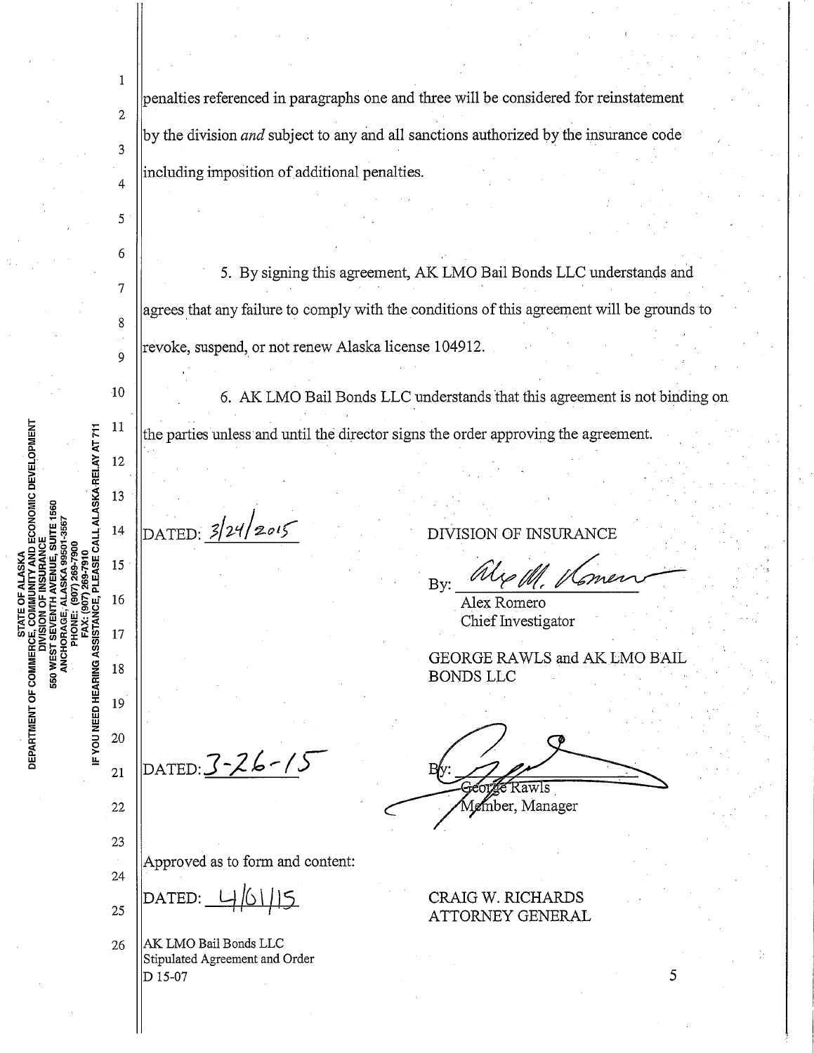penalties referenced in paragraphs one and three will be considered for reinstatement by the division *and* subject to any and all sanctions authorized by the insurance code including imposition of additional penalties.

5. By signing this agreement, AK LMO Bail Bonds LLC understands and agrees that any failure to comply with the conditions of this agreement will be grounds to revoke, suspend, or not renew Alaska license 104912.

6. AK LMO Bail Bonds LLC understands that this agreement is not binding on the parties unless and until the director signs the order approving the agreement.

DATED: 3/24/2015

DIVISION OF INSURANCE

By: Alex M. Romero
Alex Romero
Chief Investigator

DATED: 3-26-15

GEORGE RAWLS and AK LMO BAIL BONDS LLC

By: George Rawls
George Rawls
Member, Manager

Approved as to form and content:

DATED: 4/01/15

CRAIG W. RICHARDS
ATTORNEY GENERAL

AK LMO Bail Bonds LLC
Stipulated Agreement and Order
D 15-07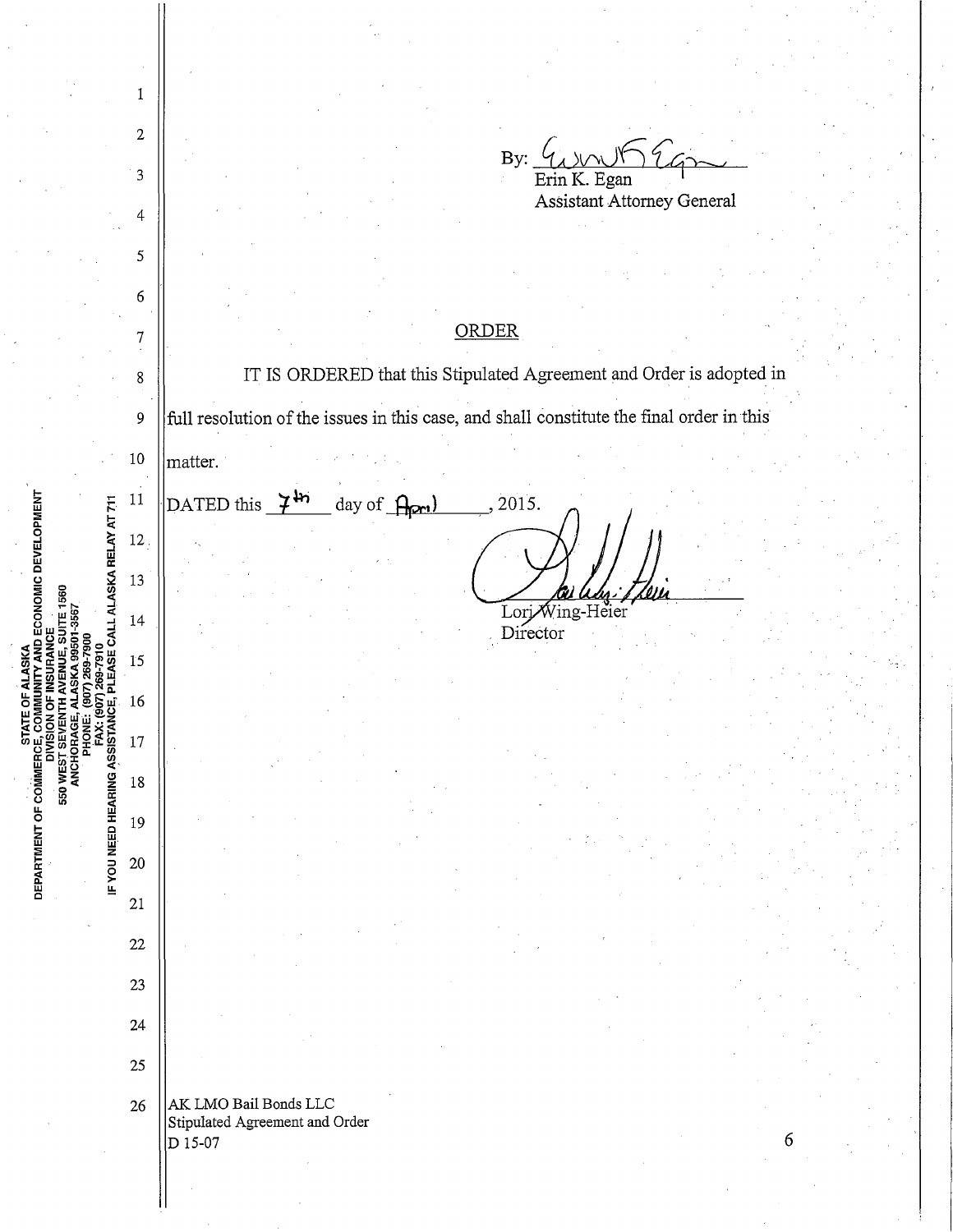By: ____________________
Erin K. Egan
Assistant Attorney General

## ORDER

IT IS ORDERED that this Stipulated Agreement and Order is adopted in full resolution of the issues in this case, and shall constitute the final order in this matter.

DATED this 7th day of April, 2015.

____________________
Lori Wing-Heier
Director

AK LMO Bail Bonds LLC
Stipulated Agreement and Order
D 15-07